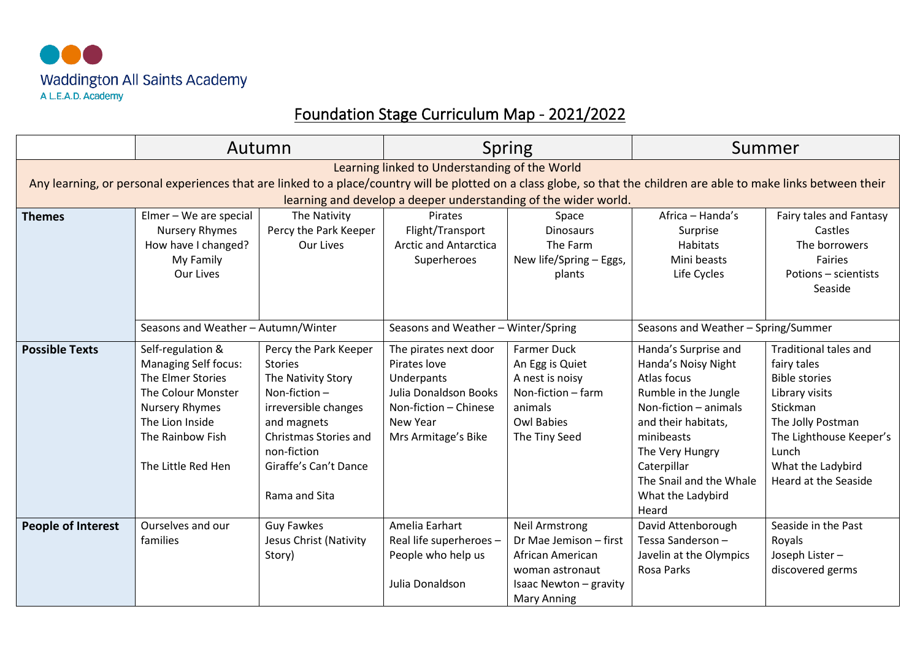Waddington All Saints Academy
A L.E.A.D. Academy

# Foundation Stage Curriculum Map - 2021/2022

| | Autumn | | Spring | | Summer | |
|---|---|---|---|---|---|---|
| Learning linked to Understanding of the World<br>Any learning, or personal experiences that are linked to a place/country will be plotted on a class globe, so that the children are able to make links between their learning and develop a deeper understanding of the wider world. | | | | | | |
| **Themes** | Elmer – We are special<br>Nursery Rhymes<br>How have I changed?<br>My Family<br>Our Lives | The Nativity<br>Percy the Park Keeper<br>Our Lives | Pirates<br>Flight/Transport<br>Arctic and Antarctica<br>Superheroes | Space<br>Dinosaurs<br>The Farm<br>New life/Spring – Eggs, plants | Africa – Handa's Surprise<br>Habitats<br>Mini beasts<br>Life Cycles | Fairy tales and Fantasy<br>Castles<br>The borrowers<br>Fairies<br>Potions – scientists<br>Seaside |
| | Seasons and Weather – Autumn/Winter | | Seasons and Weather – Winter/Spring | | Seasons and Weather – Spring/Summer | |
| **Possible Texts** | Self-regulation & Managing Self focus:<br>The Elmer Stories<br>The Colour Monster<br>Nursery Rhymes<br>The Lion Inside<br>The Rainbow Fish<br><br>The Little Red Hen | Percy the Park Keeper Stories<br>The Nativity Story<br>Non-fiction – irreversible changes and magnets<br>Christmas Stories and non-fiction<br>Giraffe's Can't Dance<br><br>Rama and Sita | The pirates next door<br>Pirates love Underpants<br>Julia Donaldson Books<br>Non-fiction – Chinese New Year<br>Mrs Armitage's Bike | Farmer Duck<br>An Egg is Quiet<br>A nest is noisy<br>Non-fiction – farm animals<br>Owl Babies<br>The Tiny Seed | Handa's Surprise and Handa's Noisy Night<br>Atlas focus<br>Rumble in the Jungle<br>Non-fiction – animals and their habitats, minibeasts<br>The Very Hungry Caterpillar<br>The Snail and the Whale<br>What the Ladybird Heard | Traditional tales and fairy tales<br>Bible stories<br>Library visits<br>Stickman<br>The Jolly Postman<br>The Lighthouse Keeper's Lunch<br>What the Ladybird Heard at the Seaside |
| **People of Interest** | Ourselves and our families | Guy Fawkes<br>Jesus Christ (Nativity Story) | Amelia Earhart<br>Real life superheroes – People who help us<br><br>Julia Donaldson | Neil Armstrong<br>Dr Mae Jemison – first African American woman astronaut<br>Isaac Newton – gravity<br>Mary Anning | David Attenborough<br>Tessa Sanderson – Javelin at the Olympics<br>Rosa Parks | Seaside in the Past<br>Royals<br>Joseph Lister – discovered germs |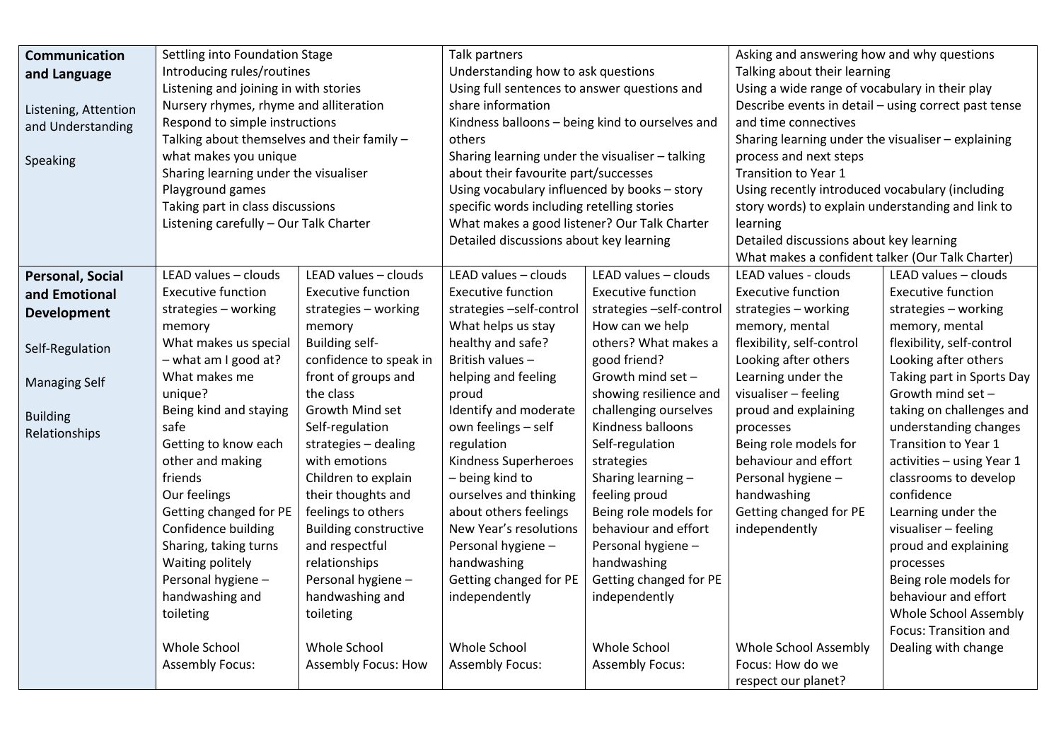| | | | | | | |
|---|---|---|---|---|---|---|
| **Communication and Language**<br><br>Listening, Attention and Understanding<br><br>Speaking | Settling into Foundation Stage<br>Introducing rules/routines<br>Listening and joining in with stories<br>Nursery rhymes, rhyme and alliteration<br>Respond to simple instructions<br>Talking about themselves and their family – what makes you unique<br>Sharing learning under the visualiser<br>Playground games<br>Taking part in class discussions<br>Listening carefully – Our Talk Charter | | Talk partners<br>Understanding how to ask questions<br>Using full sentences to answer questions and share information<br>Kindness balloons – being kind to ourselves and others<br>Sharing learning under the visualiser – talking about their favourite part/successes<br>Using vocabulary influenced by books – story specific words including retelling stories<br>What makes a good listener? Our Talk Charter<br>Detailed discussions about key learning | | Asking and answering how and why questions<br>Talking about their learning<br>Using a wide range of vocabulary in their play<br>Describe events in detail – using correct past tense and time connectives<br>Sharing learning under the visualiser – explaining process and next steps<br>Transition to Year 1<br>Using recently introduced vocabulary (including story words) to explain understanding and link to learning<br>Detailed discussions about key learning<br>What makes a confident talker (Our Talk Charter) | |
| **Personal, Social and Emotional Development**<br><br>Self-Regulation<br><br>Managing Self<br><br>Building Relationships | LEAD values – clouds<br>Executive function strategies – working memory<br>What makes us special – what am I good at?<br>What makes me unique?<br>Being kind and staying safe<br>Getting to know each other and making friends<br>Our feelings<br>Getting changed for PE<br>Confidence building<br>Sharing, taking turns<br>Waiting politely<br>Personal hygiene – handwashing and toileting<br><br>Whole School Assembly Focus: | LEAD values – clouds<br>Executive function strategies – working memory<br>Building self-confidence to speak in front of groups and the class<br>Growth Mind set<br>Self-regulation strategies – dealing with emotions<br>Children to explain their thoughts and feelings to others<br>Building constructive and respectful relationships<br>Personal hygiene – handwashing and toileting<br><br>Whole School Assembly Focus: How | LEAD values – clouds<br>Executive function strategies –self-control<br>What helps us stay healthy and safe?<br>British values – helping and feeling proud<br>Identify and moderate own feelings – self regulation<br>Kindness Superheroes – being kind to ourselves and thinking about others feelings<br>New Year's resolutions<br>Personal hygiene – handwashing<br>Getting changed for PE independently<br><br>Whole School Assembly Focus: | LEAD values – clouds<br>Executive function strategies –self-control<br>How can we help others? What makes a good friend?<br>Growth mind set – showing resilience and challenging ourselves<br>Kindness balloons<br>Self-regulation strategies<br>Sharing learning – feeling proud<br>Being role models for behaviour and effort<br>Personal hygiene – handwashing<br>Getting changed for PE independently<br><br>Whole School Assembly Focus: | LEAD values - clouds<br>Executive function strategies – working memory, mental flexibility, self-control<br>Looking after others<br>Learning under the visualiser – feeling proud and explaining processes<br>Being role models for behaviour and effort<br>Personal hygiene – handwashing<br>Getting changed for PE independently<br><br>Whole School Assembly Focus: How do we respect our planet? | LEAD values – clouds<br>Executive function strategies – working memory, mental flexibility, self-control<br>Looking after others<br>Taking part in Sports Day<br>Growth mind set – taking on challenges and understanding changes<br>Transition to Year 1 activities – using Year 1 classrooms to develop confidence<br>Learning under the visualiser – feeling proud and explaining processes<br>Being role models for behaviour and effort<br>Whole School Assembly Focus: Transition and Dealing with change |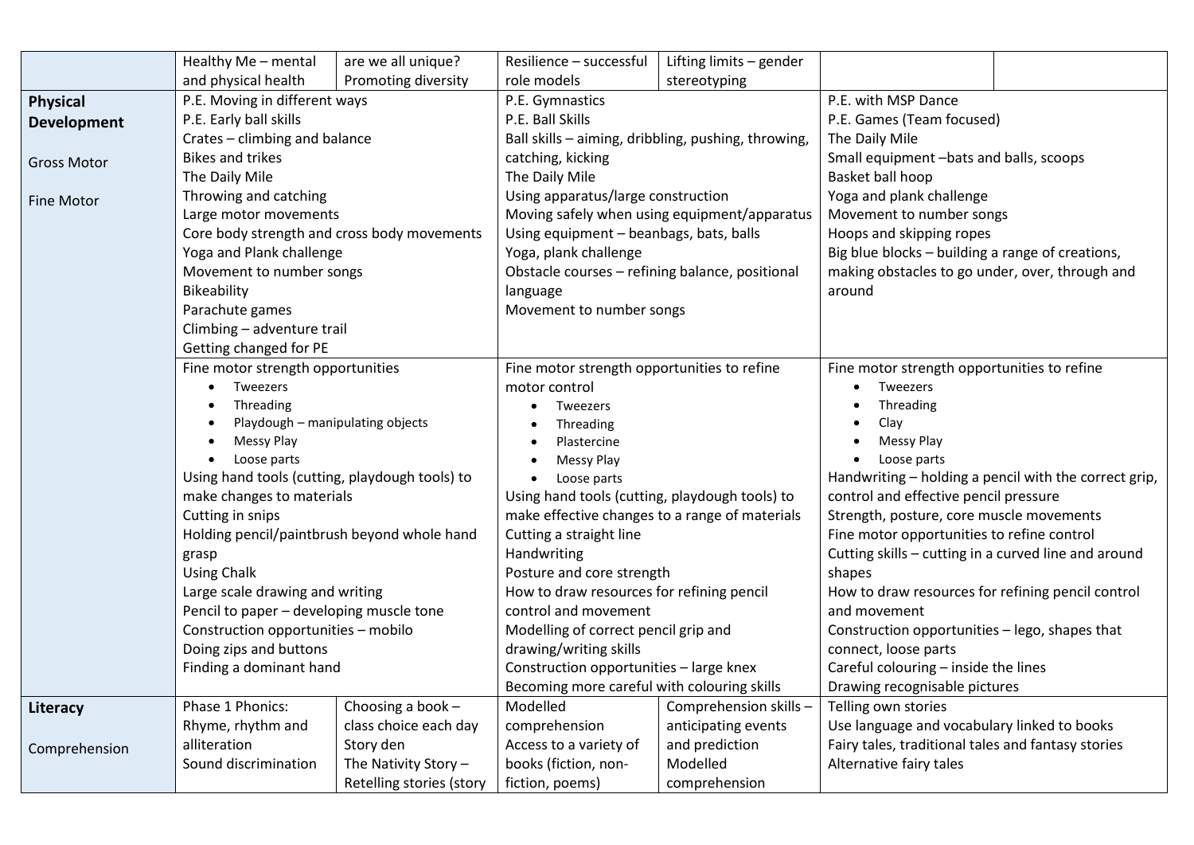| | | | | | | |
|---|---|---|---|---|---|---|
| | Healthy Me – mental and physical health | are we all unique? Promoting diversity | Resilience – successful role models | Lifting limits – gender stereotyping | | |
| **Physical Development**<br><br>Gross Motor<br><br>Fine Motor | P.E. Moving in different ways<br>P.E. Early ball skills<br>Crates – climbing and balance<br>Bikes and trikes<br>The Daily Mile<br>Throwing and catching<br>Large motor movements<br>Core body strength and cross body movements<br>Yoga and Plank challenge<br>Movement to number songs<br>Bikeability<br>Parachute games<br>Climbing – adventure trail<br>Getting changed for PE | | P.E. Gymnastics<br>P.E. Ball Skills<br>Ball skills – aiming, dribbling, pushing, throwing, catching, kicking<br>The Daily Mile<br>Using apparatus/large construction<br>Moving safely when using equipment/apparatus<br>Using equipment – beanbags, bats, balls<br>Yoga, plank challenge<br>Obstacle courses – refining balance, positional language<br>Movement to number songs | | P.E. with MSP Dance<br>P.E. Games (Team focused)<br>The Daily Mile<br>Small equipment –bats and balls, scoops<br>Basket ball hoop<br>Yoga and plank challenge<br>Movement to number songs<br>Hoops and skipping ropes<br>Big blue blocks – building a range of creations, making obstacles to go under, over, through and around | |
| | Fine motor strength opportunities<br>• Tweezers<br>• Threading<br>• Playdough – manipulating objects<br>• Messy Play<br>• Loose parts<br>Using hand tools (cutting, playdough tools) to make changes to materials<br>Cutting in snips<br>Holding pencil/paintbrush beyond whole hand grasp<br>Using Chalk<br>Large scale drawing and writing<br>Pencil to paper – developing muscle tone<br>Construction opportunities – mobilo<br>Doing zips and buttons<br>Finding a dominant hand | | Fine motor strength opportunities to refine motor control<br>• Tweezers<br>• Threading<br>• Plastercine<br>• Messy Play<br>• Loose parts<br>Using hand tools (cutting, playdough tools) to make effective changes to a range of materials<br>Cutting a straight line<br>Handwriting<br>Posture and core strength<br>How to draw resources for refining pencil control and movement<br>Modelling of correct pencil grip and drawing/writing skills<br>Construction opportunities – large knex<br>Becoming more careful with colouring skills | | Fine motor strength opportunities to refine<br>• Tweezers<br>• Threading<br>• Clay<br>• Messy Play<br>• Loose parts<br>Handwriting – holding a pencil with the correct grip, control and effective pencil pressure<br>Strength, posture, core muscle movements<br>Fine motor opportunities to refine control<br>Cutting skills – cutting in a curved line and around shapes<br>How to draw resources for refining pencil control and movement<br>Construction opportunities – lego, shapes that connect, loose parts<br>Careful colouring – inside the lines<br>Drawing recognisable pictures | |
| **Literacy**<br><br>Comprehension | Phase 1 Phonics: Rhyme, rhythm and alliteration<br>Sound discrimination | Choosing a book – class choice each day<br>Story den<br>The Nativity Story – Retelling stories (story | Modelled comprehension<br>Access to a variety of books (fiction, non-fiction, poems) | Comprehension skills – anticipating events and prediction<br>Modelled comprehension | Telling own stories<br>Use language and vocabulary linked to books<br>Fairy tales, traditional tales and fantasy stories<br>Alternative fairy tales | |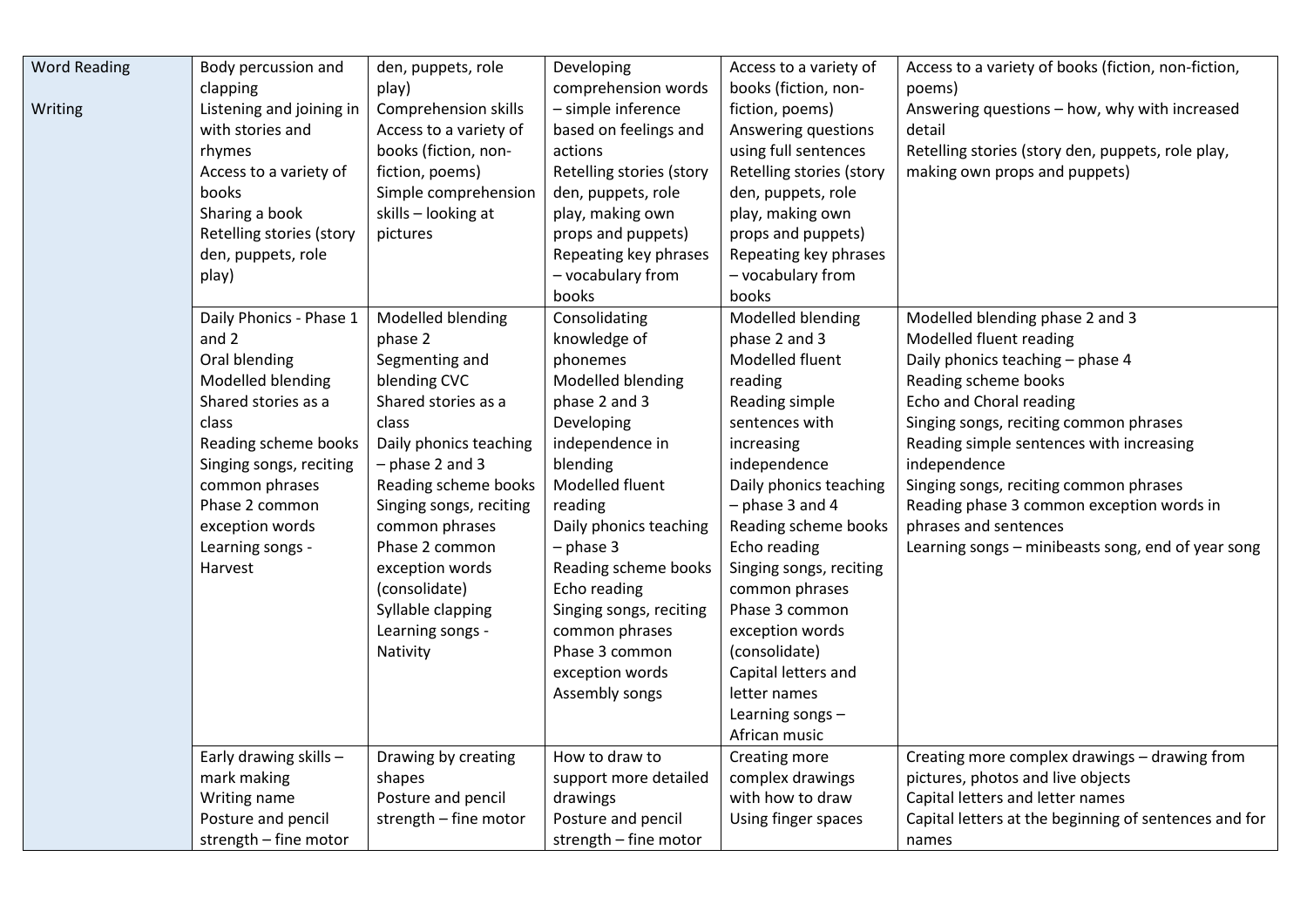| Word Reading<br><br>Writing | Body percussion and clapping<br>Listening and joining in with stories and rhymes<br>Access to a variety of books<br>Sharing a book<br>Retelling stories (story den, puppets, role play) | den, puppets, role play)<br>Comprehension skills<br>Access to a variety of books (fiction, non-fiction, poems)<br>Simple comprehension skills – looking at pictures | Developing comprehension words – simple inference based on feelings and actions<br>Retelling stories (story den, puppets, role play, making own props and puppets)<br>Repeating key phrases – vocabulary from books | Access to a variety of books (fiction, non-fiction, poems)<br>Answering questions using full sentences<br>Retelling stories (story den, puppets, role play, making own props and puppets)<br>Repeating key phrases – vocabulary from books | Access to a variety of books (fiction, non-fiction, poems)<br>Answering questions – how, why with increased detail<br>Retelling stories (story den, puppets, role play, making own props and puppets) |
|---|---|---|---|---|---|
| | Daily Phonics - Phase 1 and 2<br>Oral blending<br>Modelled blending<br>Shared stories as a class<br>Reading scheme books<br>Singing songs, reciting common phrases<br>Phase 2 common exception words<br>Learning songs - Harvest | Modelled blending phase 2<br>Segmenting and blending CVC<br>Shared stories as a class<br>Daily phonics teaching – phase 2 and 3<br>Reading scheme books<br>Singing songs, reciting common phrases<br>Phase 2 common exception words (consolidate)<br>Syllable clapping<br>Learning songs - Nativity | Consolidating knowledge of phonemes<br>Modelled blending phase 2 and 3<br>Developing independence in blending<br>Modelled fluent reading<br>Daily phonics teaching – phase 3<br>Reading scheme books<br>Echo reading<br>Singing songs, reciting common phrases<br>Phase 3 common exception words<br>Assembly songs | Modelled blending phase 2 and 3<br>Modelled fluent reading<br>Reading simple sentences with increasing independence<br>Daily phonics teaching – phase 3 and 4<br>Reading scheme books<br>Echo reading<br>Singing songs, reciting common phrases<br>Phase 3 common exception words (consolidate)<br>Capital letters and letter names<br>Learning songs – African music | Modelled blending phase 2 and 3<br>Modelled fluent reading<br>Daily phonics teaching – phase 4<br>Reading scheme books<br>Echo and Choral reading<br>Singing songs, reciting common phrases<br>Reading simple sentences with increasing independence<br>Singing songs, reciting common phrases<br>Reading phase 3 common exception words in phrases and sentences<br>Learning songs – minibeasts song, end of year song |
| | Early drawing skills – mark making<br>Writing name<br>Posture and pencil strength – fine motor | Drawing by creating shapes<br>Posture and pencil strength – fine motor | How to draw to support more detailed drawings<br>Posture and pencil strength – fine motor | Creating more complex drawings with how to draw<br>Using finger spaces | Creating more complex drawings – drawing from pictures, photos and live objects<br>Capital letters and letter names<br>Capital letters at the beginning of sentences and for names |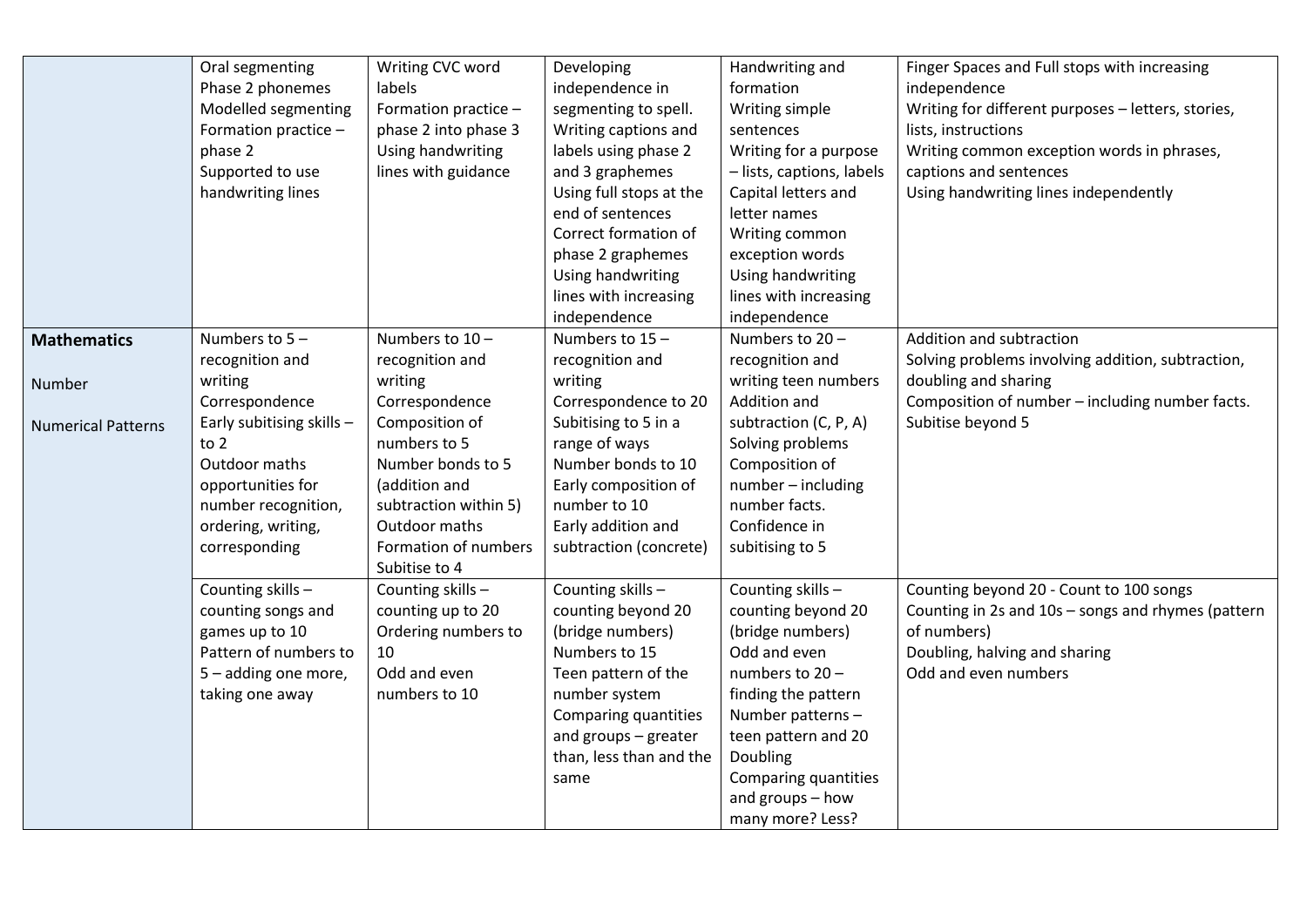| | | | | | |
|---|---|---|---|---|---|
| | Oral segmenting<br>Phase 2 phonemes<br>Modelled segmenting<br>Formation practice – phase 2<br>Supported to use handwriting lines | Writing CVC word labels<br>Formation practice – phase 2 into phase 3<br>Using handwriting lines with guidance | Developing independence in segmenting to spell.<br>Writing captions and labels using phase 2 and 3 graphemes<br>Using full stops at the end of sentences<br>Correct formation of phase 2 graphemes<br>Using handwriting lines with increasing independence | Handwriting and formation<br>Writing simple sentences<br>Writing for a purpose – lists, captions, labels<br>Capital letters and letter names<br>Writing common exception words<br>Using handwriting lines with increasing independence | Finger Spaces and Full stops with increasing independence<br>Writing for different purposes – letters, stories, lists, instructions<br>Writing common exception words in phrases, captions and sentences<br>Using handwriting lines independently |
| **Mathematics**<br><br>Number<br><br>Numerical Patterns | Numbers to 5 – recognition and writing<br>Correspondence<br>Early subitising skills – to 2<br>Outdoor maths opportunities for number recognition, ordering, writing, corresponding | Numbers to 10 – recognition and writing<br>Correspondence<br>Composition of numbers to 5<br>Number bonds to 5 (addition and subtraction within 5)<br>Outdoor maths<br>Formation of numbers<br>Subitise to 4 | Numbers to 15 – recognition and writing<br>Correspondence to 20<br>Subitising to 5 in a range of ways<br>Number bonds to 10<br>Early composition of number to 10<br>Early addition and subtraction (concrete) | Numbers to 20 – recognition and writing teen numbers<br>Addition and subtraction (C, P, A)<br>Solving problems<br>Composition of number – including number facts.<br>Confidence in subitising to 5 | Addition and subtraction<br>Solving problems involving addition, subtraction, doubling and sharing<br>Composition of number – including number facts.<br>Subitise beyond 5 |
| | Counting skills – counting songs and games up to 10<br>Pattern of numbers to 5 – adding one more, taking one away | Counting skills – counting up to 20<br>Ordering numbers to 10<br>Odd and even numbers to 10 | Counting skills – counting beyond 20 (bridge numbers)<br>Numbers to 15<br>Teen pattern of the number system<br>Comparing quantities and groups – greater than, less than and the same | Counting skills – counting beyond 20 (bridge numbers)<br>Odd and even numbers to 20 – finding the pattern<br>Number patterns – teen pattern and 20<br>Doubling<br>Comparing quantities and groups – how many more? Less? | Counting beyond 20 - Count to 100 songs<br>Counting in 2s and 10s – songs and rhymes (pattern of numbers)<br>Doubling, halving and sharing<br>Odd and even numbers |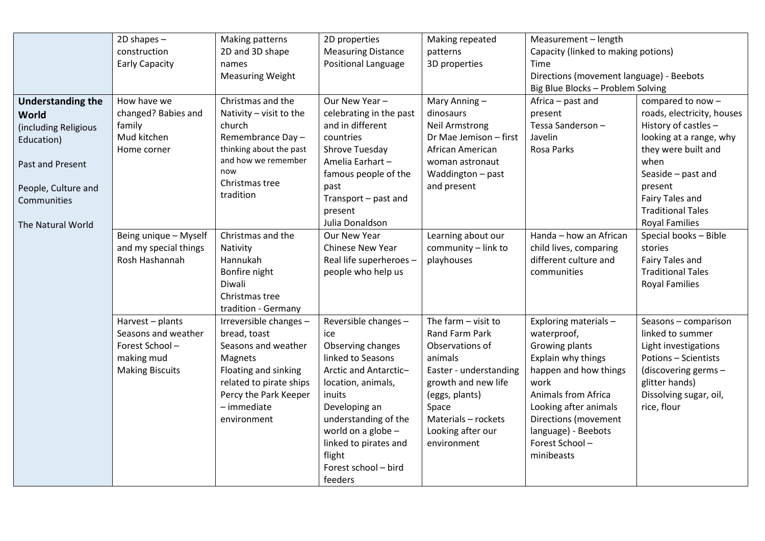| | | | | | | |
|---|---|---|---|---|---|---|
| | 2D shapes – construction<br>Early Capacity | Making patterns<br>2D and 3D shape names<br>Measuring Weight | 2D properties<br>Measuring Distance<br>Positional Language | Making repeated patterns<br>3D properties | Measurement – length<br>Capacity (linked to making potions)<br>Time<br>Directions (movement language) - Beebots<br>Big Blue Blocks – Problem Solving | |
| **Understanding the World**<br>(including Religious Education)<br><br>Past and Present<br><br>People, Culture and Communities<br><br>The Natural World | How have we changed? Babies and family<br>Mud kitchen<br>Home corner | Christmas and the Nativity – visit to the church<br>Remembrance Day – thinking about the past and how we remember now<br>Christmas tree tradition | Our New Year – celebrating in the past and in different countries<br>Shrove Tuesday<br>Amelia Earhart – famous people of the past<br>Transport – past and present<br>Julia Donaldson | Mary Anning – dinosaurs<br>Neil Armstrong<br>Dr Mae Jemison – first African American woman astronaut<br>Waddington – past and present | Africa – past and present<br>Tessa Sanderson – Javelin<br>Rosa Parks | compared to now – roads, electricity, houses<br>History of castles – looking at a range, why they were built and when<br>Seaside – past and present<br>Fairy Tales and Traditional Tales<br>Royal Families |
| | Being unique – Myself and my special things<br>Rosh Hashannah | Christmas and the Nativity<br>Hannukah<br>Bonfire night<br>Diwali<br>Christmas tree tradition - Germany | Our New Year<br>Chinese New Year<br>Real life superheroes – people who help us | Learning about our community – link to playhouses | Handa – how an African child lives, comparing different culture and communities | Special books – Bible stories<br>Fairy Tales and Traditional Tales<br>Royal Families |
| | Harvest – plants<br>Seasons and weather<br>Forest School – making mud<br>Making Biscuits | Irreversible changes – bread, toast<br>Seasons and weather<br>Magnets<br>Floating and sinking related to pirate ships<br>Percy the Park Keeper – immediate environment | Reversible changes – ice<br>Observing changes linked to Seasons<br>Arctic and Antarctic– location, animals, inuits<br>Developing an understanding of the world on a globe – linked to pirates and flight<br>Forest school – bird feeders | The farm – visit to Rand Farm Park<br>Observations of animals<br>Easter - understanding growth and new life (eggs, plants)<br>Space<br>Materials – rockets<br>Looking after our environment | Exploring materials – waterproof,<br>Growing plants<br>Explain why things happen and how things work<br>Animals from Africa<br>Looking after animals<br>Directions (movement language) - Beebots<br>Forest School – minibeasts | Seasons – comparison linked to summer<br>Light investigations<br>Potions – Scientists (discovering germs – glitter hands)<br>Dissolving sugar, oil, rice, flour |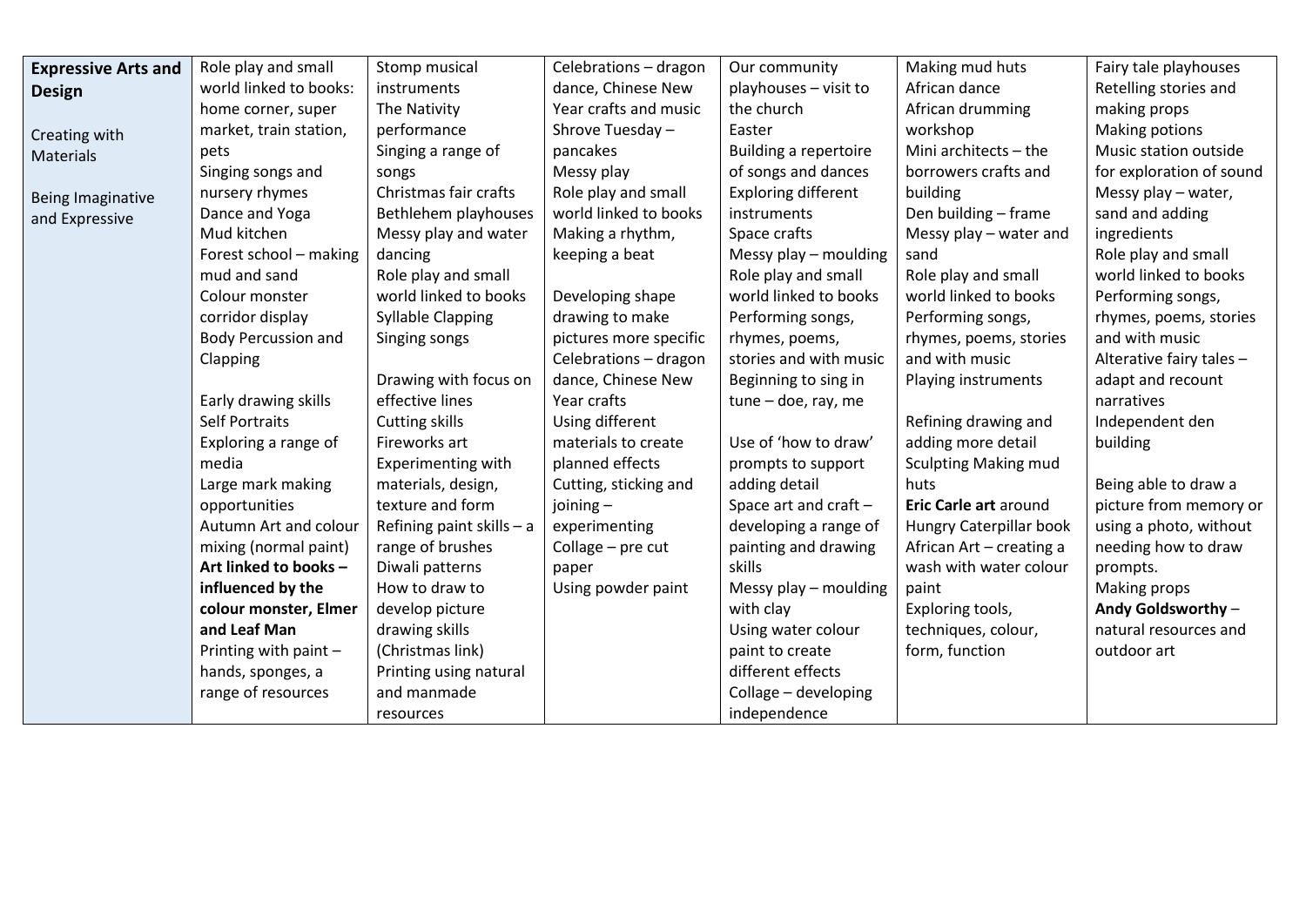| | | | | | | |
|---|---|---|---|---|---|---|
| **Expressive Arts and Design**<br><br>Creating with Materials<br><br>Being Imaginative and Expressive | Role play and small world linked to books: home corner, super market, train station, pets<br>Singing songs and nursery rhymes<br>Dance and Yoga<br>Mud kitchen<br>Forest school – making mud and sand<br>Colour monster corridor display<br>Body Percussion and Clapping<br><br>Early drawing skills<br>Self Portraits<br>Exploring a range of media<br>Large mark making opportunities<br>Autumn Art and colour mixing (normal paint)<br>**Art linked to books – influenced by the colour monster, Elmer and Leaf Man**<br>Printing with paint – hands, sponges, a range of resources | Stomp musical instruments<br>The Nativity performance<br>Singing a range of songs<br>Christmas fair crafts<br>Bethlehem playhouses<br>Messy play and water dancing<br>Role play and small world linked to books<br>Syllable Clapping<br>Singing songs<br><br>Drawing with focus on effective lines<br>Cutting skills<br>Fireworks art<br>Experimenting with materials, design, texture and form<br>Refining paint skills – a range of brushes<br>Diwali patterns<br>How to draw to develop picture drawing skills (Christmas link)<br>Printing using natural and manmade resources | Celebrations – dragon dance, Chinese New Year crafts and music<br>Shrove Tuesday – pancakes<br>Messy play<br>Role play and small world linked to books<br>Making a rhythm, keeping a beat<br><br>Developing shape drawing to make pictures more specific<br>Celebrations – dragon dance, Chinese New Year crafts<br>Using different materials to create planned effects<br>Cutting, sticking and joining – experimenting<br>Collage – pre cut paper<br>Using powder paint | Our community playhouses – visit to the church<br>Easter<br>Building a repertoire of songs and dances<br>Exploring different instruments<br>Space crafts<br>Messy play – moulding<br>Role play and small world linked to books<br>Performing songs, rhymes, poems, stories and with music<br>Beginning to sing in tune – doe, ray, me<br><br>Use of 'how to draw' prompts to support adding detail<br>Space art and craft – developing a range of painting and drawing skills<br>Messy play – moulding with clay<br>Using water colour paint to create different effects<br>Collage – developing independence | Making mud huts<br>African dance<br>African drumming workshop<br>Mini architects – the borrowers crafts and building<br>Den building – frame<br>Messy play – water and sand<br>Role play and small world linked to books<br>Performing songs, rhymes, poems, stories and with music<br>Playing instruments<br><br>Refining drawing and adding more detail<br>Sculpting Making mud huts<br>**Eric Carle art** around Hungry Caterpillar book<br>African Art – creating a wash with water colour paint<br>Exploring tools, techniques, colour, form, function | Fairy tale playhouses<br>Retelling stories and making props<br>Making potions<br>Music station outside for exploration of sound<br>Messy play – water, sand and adding ingredients<br>Role play and small world linked to books<br>Performing songs, rhymes, poems, stories and with music<br>Alterative fairy tales – adapt and recount narratives<br>Independent den building<br><br>Being able to draw a picture from memory or using a photo, without needing how to draw prompts.<br>Making props<br>**Andy Goldsworthy** – natural resources and outdoor art |